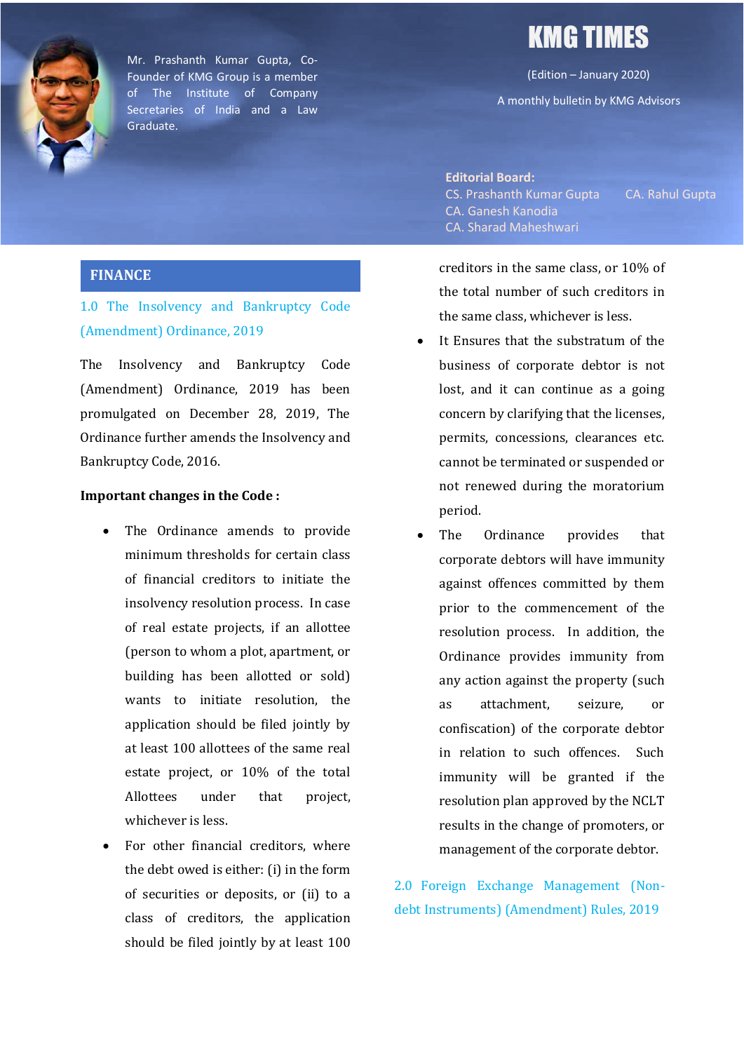Mr. Prashanth Kumar Gupta, Co-Founder of KMG Group is a member of The Institute of Company Secretaries of India and a Law Graduate.

# KMG TIMES

(Edition – January 2020)

A monthly bulletin by KMG Advisors

**Editorial Board:**

CS. Prashanth Kumar Gupta
CA. Rahul Gupta
CA. Ganesh Kanodia
CA. Sharad Maheshwari

## FINANCE

### 1.0 The Insolvency and Bankruptcy Code (Amendment) Ordinance, 2019

The Insolvency and Bankruptcy Code (Amendment) Ordinance, 2019 has been promulgated on December 28, 2019, The Ordinance further amends the Insolvency and Bankruptcy Code, 2016.

**Important changes in the Code :**

- The Ordinance amends to provide minimum thresholds for certain class of financial creditors to initiate the insolvency resolution process. In case of real estate projects, if an allottee (person to whom a plot, apartment, or building has been allotted or sold) wants to initiate resolution, the application should be filed jointly by at least 100 allottees of the same real estate project, or 10% of the total Allottees under that project, whichever is less.
- For other financial creditors, where the debt owed is either: (i) in the form of securities or deposits, or (ii) to a class of creditors, the application should be filed jointly by at least 100 creditors in the same class, or 10% of the total number of such creditors in the same class, whichever is less.
- It Ensures that the substratum of the business of corporate debtor is not lost, and it can continue as a going concern by clarifying that the licenses, permits, concessions, clearances etc. cannot be terminated or suspended or not renewed during the moratorium period.
- The Ordinance provides that corporate debtors will have immunity against offences committed by them prior to the commencement of the resolution process. In addition, the Ordinance provides immunity from any action against the property (such as attachment, seizure, or confiscation) of the corporate debtor in relation to such offences. Such immunity will be granted if the resolution plan approved by the NCLT results in the change of promoters, or management of the corporate debtor.

### 2.0 Foreign Exchange Management (Non-debt Instruments) (Amendment) Rules, 2019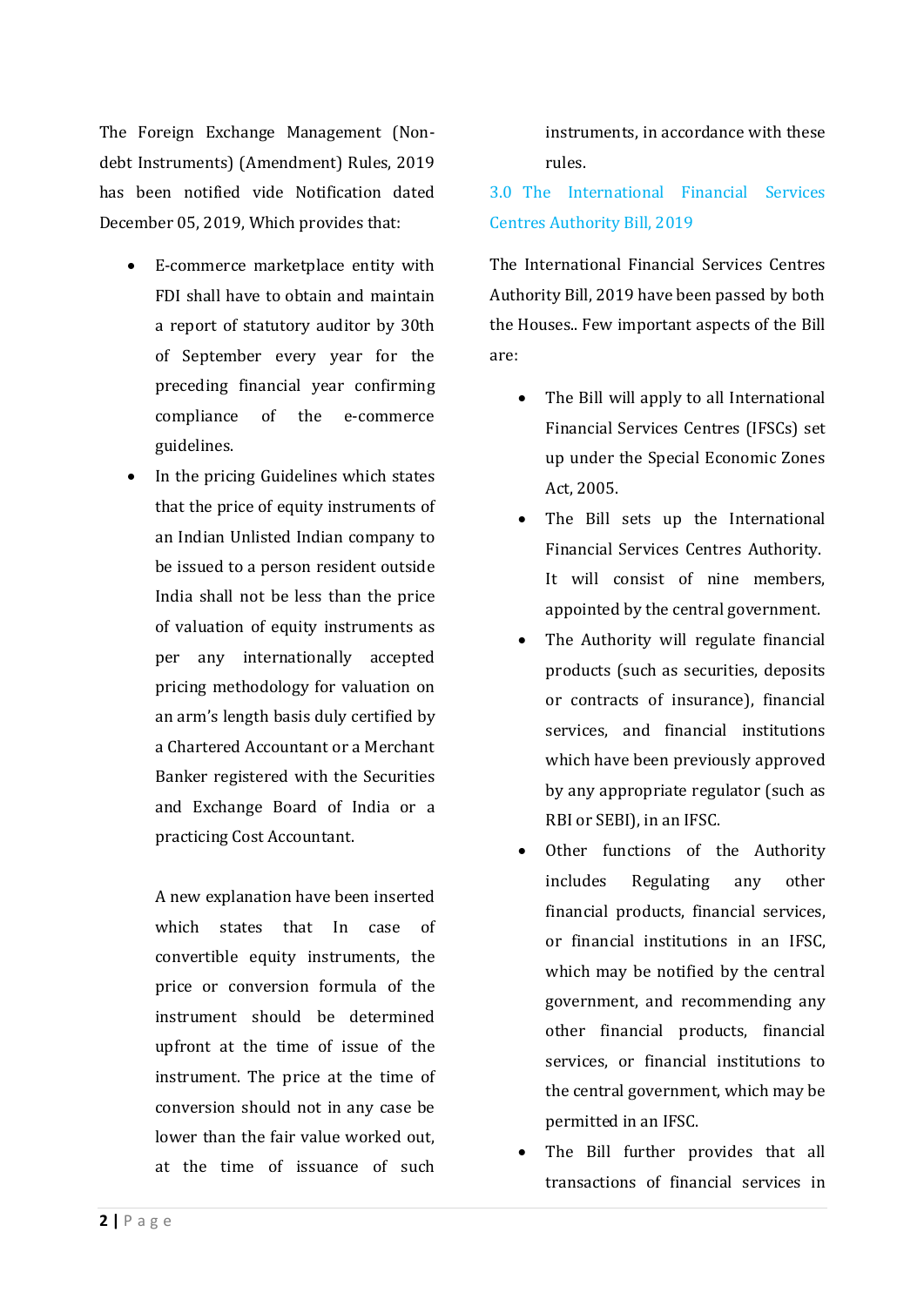The Foreign Exchange Management (Non-debt Instruments) (Amendment) Rules, 2019 has been notified vide Notification dated December 05, 2019, Which provides that:

- E-commerce marketplace entity with FDI shall have to obtain and maintain a report of statutory auditor by 30th of September every year for the preceding financial year confirming compliance of the e-commerce guidelines.
- In the pricing Guidelines which states that the price of equity instruments of an Indian Unlisted Indian company to be issued to a person resident outside India shall not be less than the price of valuation of equity instruments as per any internationally accepted pricing methodology for valuation on an arm's length basis duly certified by a Chartered Accountant or a Merchant Banker registered with the Securities and Exchange Board of India or a practicing Cost Accountant.

  A new explanation have been inserted which states that In case of convertible equity instruments, the price or conversion formula of the instrument should be determined upfront at the time of issue of the instrument. The price at the time of conversion should not in any case be lower than the fair value worked out, at the time of issuance of such instruments, in accordance with these rules.

## 3.0 The International Financial Services Centres Authority Bill, 2019

The International Financial Services Centres Authority Bill, 2019 have been passed by both the Houses.. Few important aspects of the Bill are:

- The Bill will apply to all International Financial Services Centres (IFSCs) set up under the Special Economic Zones Act, 2005.
- The Bill sets up the International Financial Services Centres Authority. It will consist of nine members, appointed by the central government.
- The Authority will regulate financial products (such as securities, deposits or contracts of insurance), financial services, and financial institutions which have been previously approved by any appropriate regulator (such as RBI or SEBI), in an IFSC.
- Other functions of the Authority includes Regulating any other financial products, financial services, or financial institutions in an IFSC, which may be notified by the central government, and recommending any other financial products, financial services, or financial institutions to the central government, which may be permitted in an IFSC.
- The Bill further provides that all transactions of financial services in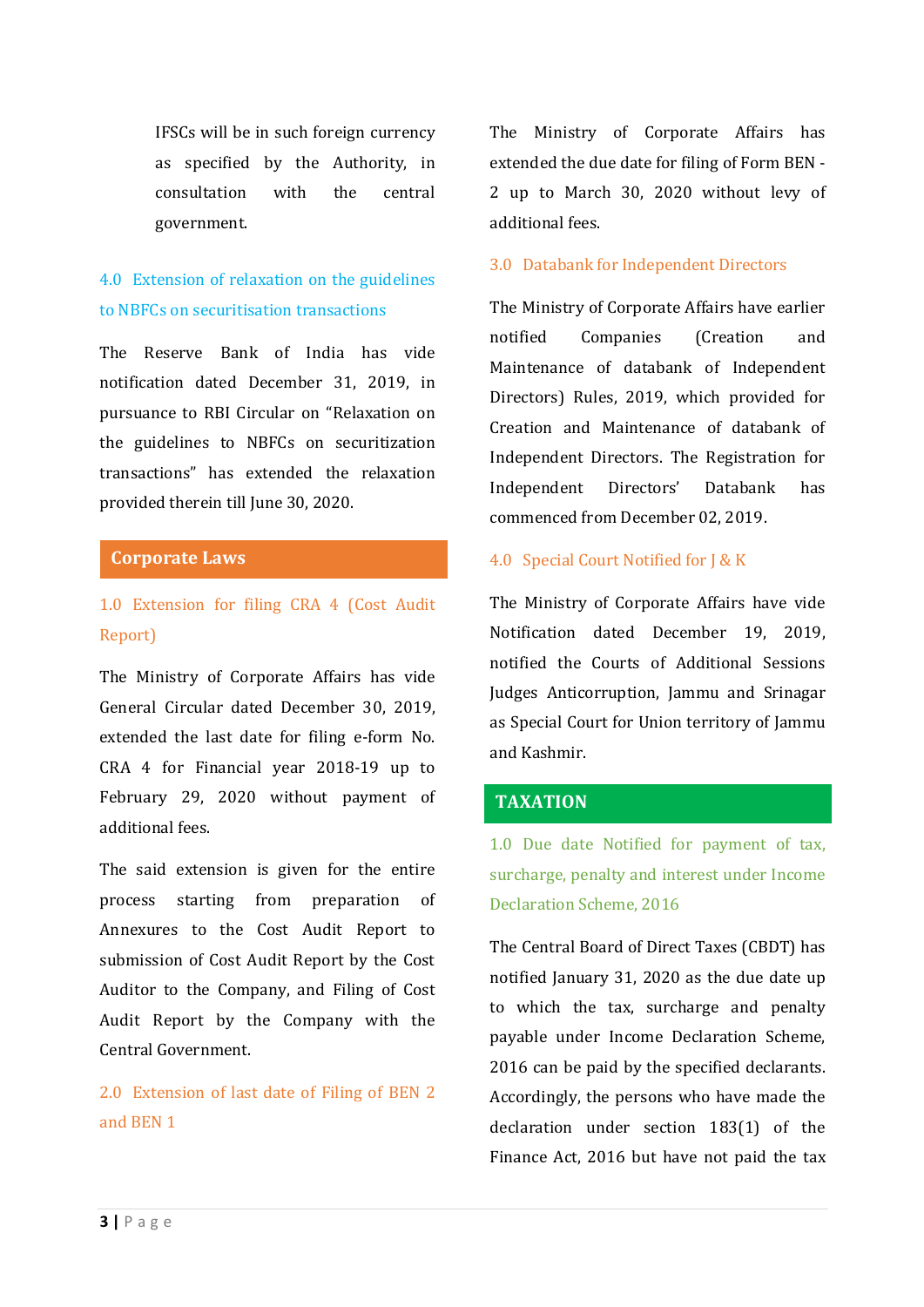IFSCs will be in such foreign currency as specified by the Authority, in consultation with the central government.

### 4.0 Extension of relaxation on the guidelines to NBFCs on securitisation transactions

The Reserve Bank of India has vide notification dated December 31, 2019, in pursuance to RBI Circular on "Relaxation on the guidelines to NBFCs on securitization transactions" has extended the relaxation provided therein till June 30, 2020.

## Corporate Laws

### 1.0 Extension for filing CRA 4 (Cost Audit Report)

The Ministry of Corporate Affairs has vide General Circular dated December 30, 2019, extended the last date for filing e-form No. CRA 4 for Financial year 2018-19 up to February 29, 2020 without payment of additional fees.

The said extension is given for the entire process starting from preparation of Annexures to the Cost Audit Report to submission of Cost Audit Report by the Cost Auditor to the Company, and Filing of Cost Audit Report by the Company with the Central Government.

### 2.0 Extension of last date of Filing of BEN 2 and BEN 1

The Ministry of Corporate Affairs has extended the due date for filing of Form BEN - 2 up to March 30, 2020 without levy of additional fees.

### 3.0 Databank for Independent Directors

The Ministry of Corporate Affairs have earlier notified Companies (Creation and Maintenance of databank of Independent Directors) Rules, 2019, which provided for Creation and Maintenance of databank of Independent Directors. The Registration for Independent Directors' Databank has commenced from December 02, 2019.

### 4.0 Special Court Notified for J & K

The Ministry of Corporate Affairs have vide Notification dated December 19, 2019, notified the Courts of Additional Sessions Judges Anticorruption, Jammu and Srinagar as Special Court for Union territory of Jammu and Kashmir.

## TAXATION

### 1.0 Due date Notified for payment of tax, surcharge, penalty and interest under Income Declaration Scheme, 2016

The Central Board of Direct Taxes (CBDT) has notified January 31, 2020 as the due date up to which the tax, surcharge and penalty payable under Income Declaration Scheme, 2016 can be paid by the specified declarants. Accordingly, the persons who have made the declaration under section 183(1) of the Finance Act, 2016 but have not paid the tax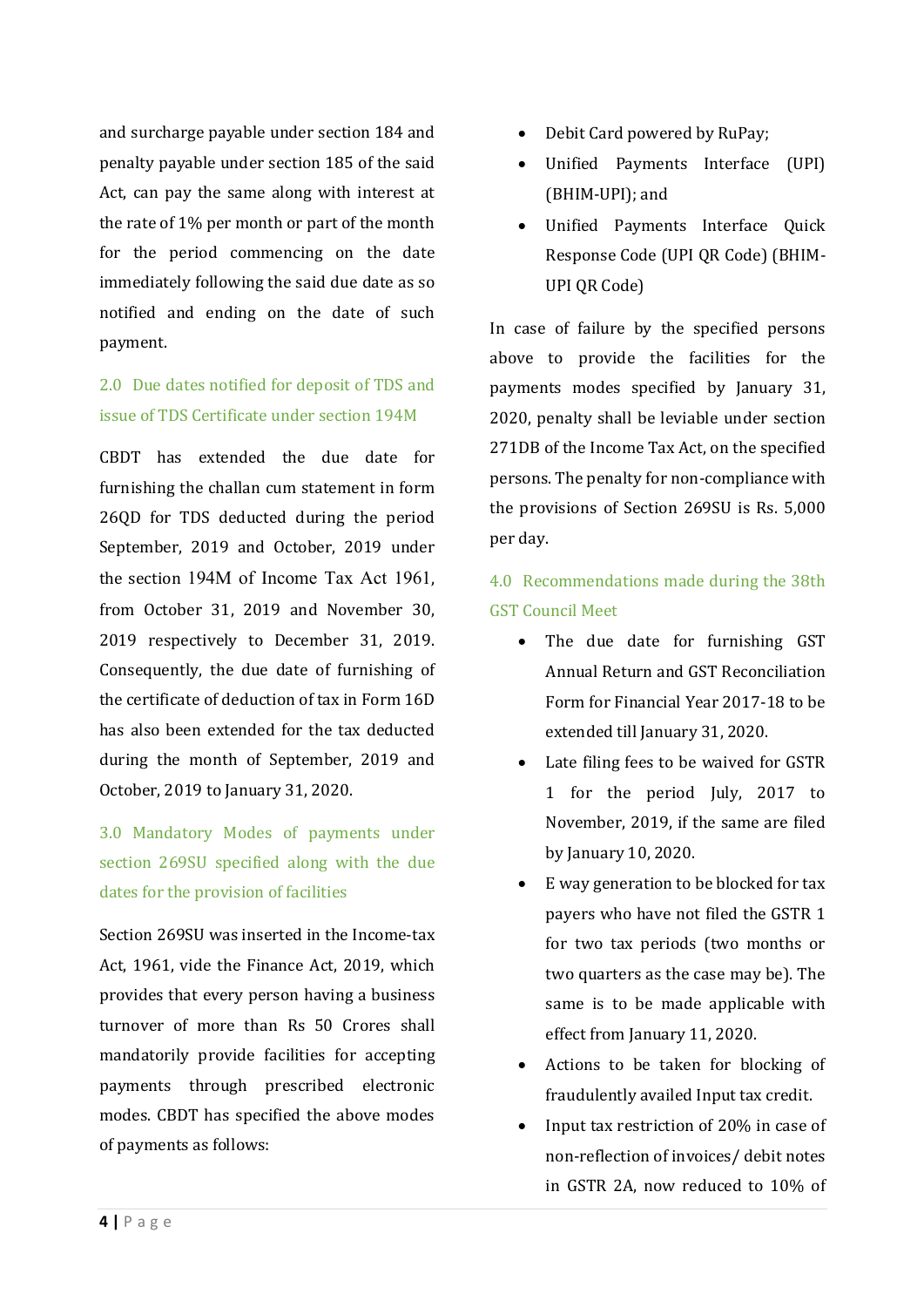and surcharge payable under section 184 and penalty payable under section 185 of the said Act, can pay the same along with interest at the rate of 1% per month or part of the month for the period commencing on the date immediately following the said due date as so notified and ending on the date of such payment.

## 2.0 Due dates notified for deposit of TDS and issue of TDS Certificate under section 194M

CBDT has extended the due date for furnishing the challan cum statement in form 26QD for TDS deducted during the period September, 2019 and October, 2019 under the section 194M of Income Tax Act 1961, from October 31, 2019 and November 30, 2019 respectively to December 31, 2019. Consequently, the due date of furnishing of the certificate of deduction of tax in Form 16D has also been extended for the tax deducted during the month of September, 2019 and October, 2019 to January 31, 2020.

## 3.0 Mandatory Modes of payments under section 269SU specified along with the due dates for the provision of facilities

Section 269SU was inserted in the Income-tax Act, 1961, vide the Finance Act, 2019, which provides that every person having a business turnover of more than Rs 50 Crores shall mandatorily provide facilities for accepting payments through prescribed electronic modes. CBDT has specified the above modes of payments as follows:

- Debit Card powered by RuPay;
- Unified Payments Interface (UPI) (BHIM-UPI); and
- Unified Payments Interface Quick Response Code (UPI QR Code) (BHIM-UPI QR Code)

In case of failure by the specified persons above to provide the facilities for the payments modes specified by January 31, 2020, penalty shall be leviable under section 271DB of the Income Tax Act, on the specified persons. The penalty for non-compliance with the provisions of Section 269SU is Rs. 5,000 per day.

## 4.0 Recommendations made during the 38th GST Council Meet

- The due date for furnishing GST Annual Return and GST Reconciliation Form for Financial Year 2017-18 to be extended till January 31, 2020.
- Late filing fees to be waived for GSTR 1 for the period July, 2017 to November, 2019, if the same are filed by January 10, 2020.
- E way generation to be blocked for tax payers who have not filed the GSTR 1 for two tax periods (two months or two quarters as the case may be). The same is to be made applicable with effect from January 11, 2020.
- Actions to be taken for blocking of fraudulently availed Input tax credit.
- Input tax restriction of 20% in case of non-reflection of invoices/ debit notes in GSTR 2A, now reduced to 10% of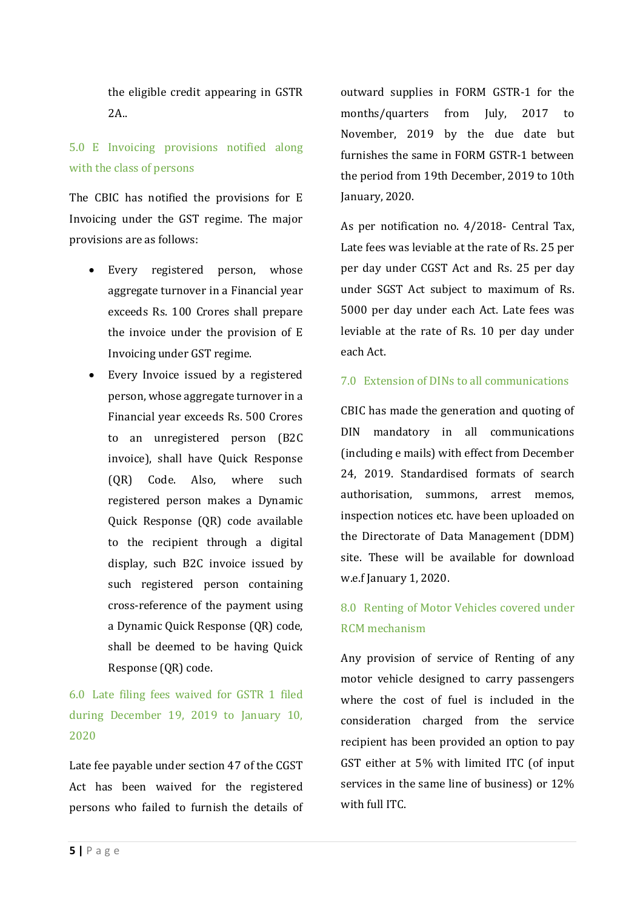the eligible credit appearing in GSTR 2A..

## 5.0 E Invoicing provisions notified along with the class of persons

The CBIC has notified the provisions for E Invoicing under the GST regime. The major provisions are as follows:

- Every registered person, whose aggregate turnover in a Financial year exceeds Rs. 100 Crores shall prepare the invoice under the provision of E Invoicing under GST regime.
- Every Invoice issued by a registered person, whose aggregate turnover in a Financial year exceeds Rs. 500 Crores to an unregistered person (B2C invoice), shall have Quick Response (QR) Code. Also, where such registered person makes a Dynamic Quick Response (QR) code available to the recipient through a digital display, such B2C invoice issued by such registered person containing cross-reference of the payment using a Dynamic Quick Response (QR) code, shall be deemed to be having Quick Response (QR) code.

## 6.0 Late filing fees waived for GSTR 1 filed during December 19, 2019 to January 10, 2020

Late fee payable under section 47 of the CGST Act has been waived for the registered persons who failed to furnish the details of outward supplies in FORM GSTR-1 for the months/quarters from July, 2017 to November, 2019 by the due date but furnishes the same in FORM GSTR-1 between the period from 19th December, 2019 to 10th January, 2020.

As per notification no. 4/2018- Central Tax, Late fees was leviable at the rate of Rs. 25 per per day under CGST Act and Rs. 25 per day under SGST Act subject to maximum of Rs. 5000 per day under each Act. Late fees was leviable at the rate of Rs. 10 per day under each Act.

## 7.0 Extension of DINs to all communications

CBIC has made the generation and quoting of DIN mandatory in all communications (including e mails) with effect from December 24, 2019. Standardised formats of search authorisation, summons, arrest memos, inspection notices etc. have been uploaded on the Directorate of Data Management (DDM) site. These will be available for download w.e.f January 1, 2020.

## 8.0 Renting of Motor Vehicles covered under RCM mechanism

Any provision of service of Renting of any motor vehicle designed to carry passengers where the cost of fuel is included in the consideration charged from the service recipient has been provided an option to pay GST either at 5% with limited ITC (of input services in the same line of business) or 12% with full ITC.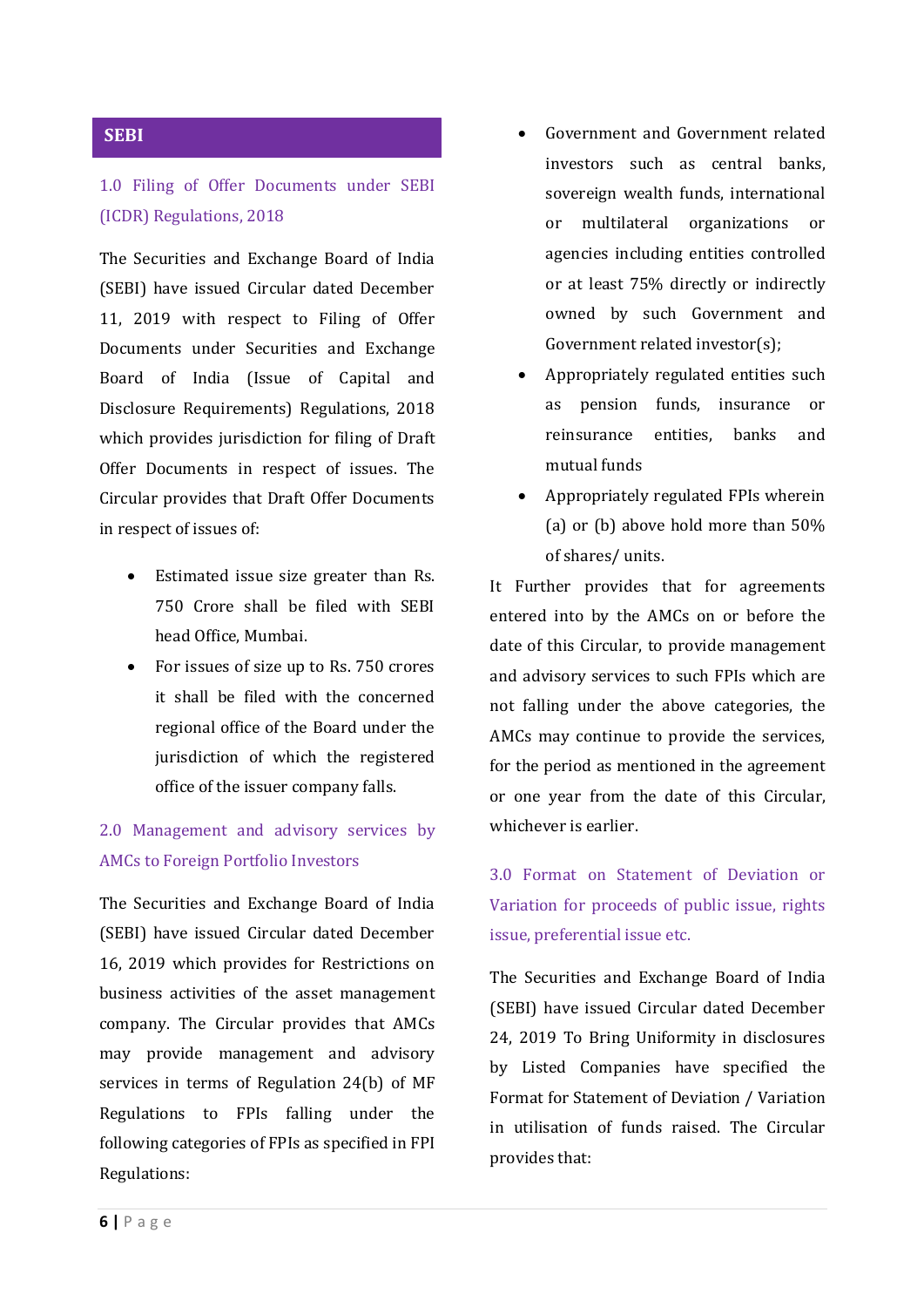## SEBI

### 1.0 Filing of Offer Documents under SEBI (ICDR) Regulations, 2018

The Securities and Exchange Board of India (SEBI) have issued Circular dated December 11, 2019 with respect to Filing of Offer Documents under Securities and Exchange Board of India (Issue of Capital and Disclosure Requirements) Regulations, 2018 which provides jurisdiction for filing of Draft Offer Documents in respect of issues. The Circular provides that Draft Offer Documents in respect of issues of:

- Estimated issue size greater than Rs. 750 Crore shall be filed with SEBI head Office, Mumbai.
- For issues of size up to Rs. 750 crores it shall be filed with the concerned regional office of the Board under the jurisdiction of which the registered office of the issuer company falls.

### 2.0 Management and advisory services by AMCs to Foreign Portfolio Investors

The Securities and Exchange Board of India (SEBI) have issued Circular dated December 16, 2019 which provides for Restrictions on business activities of the asset management company. The Circular provides that AMCs may provide management and advisory services in terms of Regulation 24(b) of MF Regulations to FPIs falling under the following categories of FPIs as specified in FPI Regulations:

- Government and Government related investors such as central banks, sovereign wealth funds, international or multilateral organizations or agencies including entities controlled or at least 75% directly or indirectly owned by such Government and Government related investor(s);
- Appropriately regulated entities such as pension funds, insurance or reinsurance entities, banks and mutual funds
- Appropriately regulated FPIs wherein (a) or (b) above hold more than 50% of shares/ units.

It Further provides that for agreements entered into by the AMCs on or before the date of this Circular, to provide management and advisory services to such FPIs which are not falling under the above categories, the AMCs may continue to provide the services, for the period as mentioned in the agreement or one year from the date of this Circular, whichever is earlier.

### 3.0 Format on Statement of Deviation or Variation for proceeds of public issue, rights issue, preferential issue etc.

The Securities and Exchange Board of India (SEBI) have issued Circular dated December 24, 2019 To Bring Uniformity in disclosures by Listed Companies have specified the Format for Statement of Deviation / Variation in utilisation of funds raised. The Circular provides that: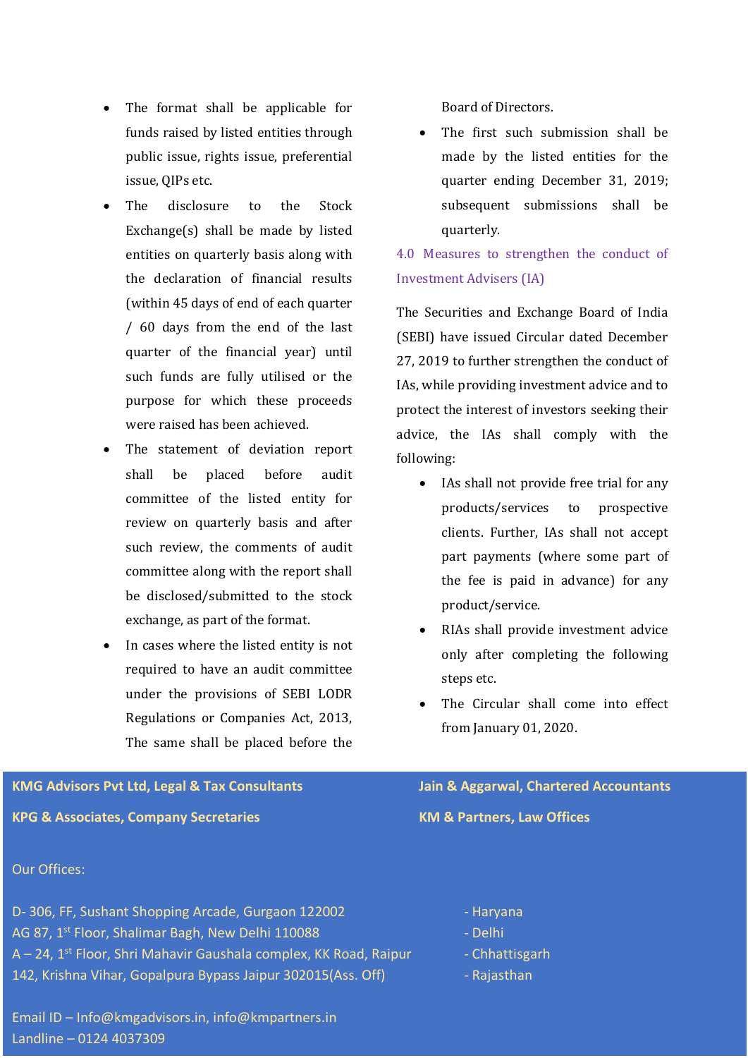- The format shall be applicable for funds raised by listed entities through public issue, rights issue, preferential issue, QIPs etc.
- The disclosure to the Stock Exchange(s) shall be made by listed entities on quarterly basis along with the declaration of financial results (within 45 days of end of each quarter / 60 days from the end of the last quarter of the financial year) until such funds are fully utilised or the purpose for which these proceeds were raised has been achieved.
- The statement of deviation report shall be placed before audit committee of the listed entity for review on quarterly basis and after such review, the comments of audit committee along with the report shall be disclosed/submitted to the stock exchange, as part of the format.
- In cases where the listed entity is not required to have an audit committee under the provisions of SEBI LODR Regulations or Companies Act, 2013, The same shall be placed before the Board of Directors.
- The first such submission shall be made by the listed entities for the quarter ending December 31, 2019; subsequent submissions shall be quarterly.

### 4.0 Measures to strengthen the conduct of Investment Advisers (IA)

The Securities and Exchange Board of India (SEBI) have issued Circular dated December 27, 2019 to further strengthen the conduct of IAs, while providing investment advice and to protect the interest of investors seeking their advice, the IAs shall comply with the following:

- IAs shall not provide free trial for any products/services to prospective clients. Further, IAs shall not accept part payments (where some part of the fee is paid in advance) for any product/service.
- RIAs shall provide investment advice only after completing the following steps etc.
- The Circular shall come into effect from January 01, 2020.

**KMG Advisors Pvt Ltd, Legal & Tax Consultants**

**Jain & Aggarwal, Chartered Accountants**

**KPG & Associates, Company Secretaries**

**KM & Partners, Law Offices**

Our Offices:

D- 306, FF, Sushant Shopping Arcade, Gurgaon 122002 - Haryana
AG 87, 1st Floor, Shalimar Bagh, New Delhi 110088 - Delhi
A – 24, 1st Floor, Shri Mahavir Gaushala complex, KK Road, Raipur - Chhattisgarh
142, Krishna Vihar, Gopalpura Bypass Jaipur 302015(Ass. Off) - Rajasthan

Email ID – Info@kmgadvisors.in, info@kmpartners.in
Landline – 0124 4037309